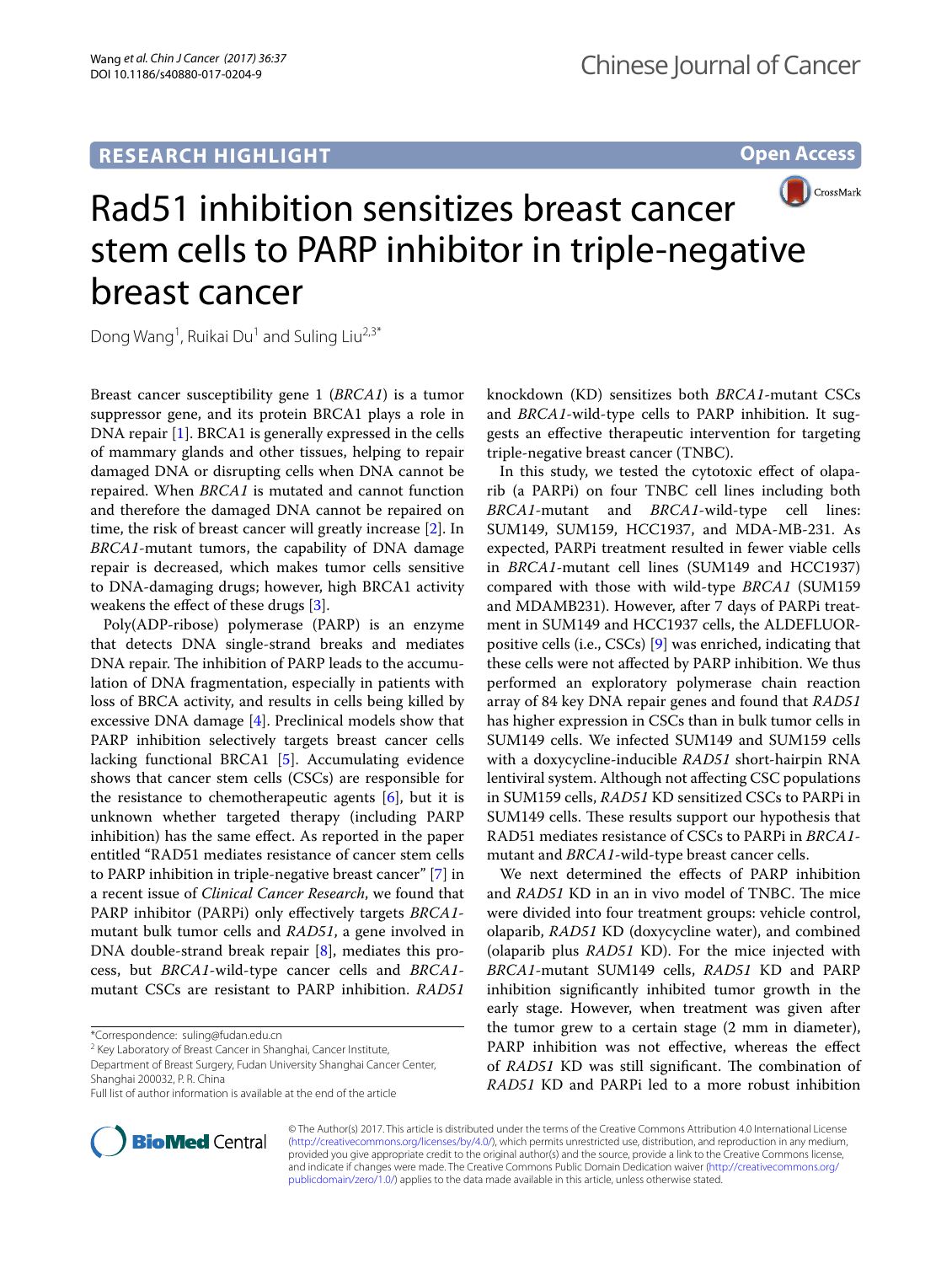RESEARCH HIGHLIGHT

Open Access

# Rad51 inhibition sensitizes breast cancer stem cells to PARP inhibitor in triple-negative breast cancer

Dong Wang[1], Ruikai Du[1] and Suling Liu[2,3*]

Breast cancer susceptibility gene 1 (*BRCA1*) is a tumor suppressor gene, and its protein BRCA1 plays a role in DNA repair [1]. BRCA1 is generally expressed in the cells of mammary glands and other tissues, helping to repair damaged DNA or disrupting cells when DNA cannot be repaired. When *BRCA1* is mutated and cannot function and therefore the damaged DNA cannot be repaired on time, the risk of breast cancer will greatly increase [2]. In *BRCA1*-mutant tumors, the capability of DNA damage repair is decreased, which makes tumor cells sensitive to DNA-damaging drugs; however, high BRCA1 activity weakens the effect of these drugs [3].

Poly(ADP-ribose) polymerase (PARP) is an enzyme that detects DNA single-strand breaks and mediates DNA repair. The inhibition of PARP leads to the accumulation of DNA fragmentation, especially in patients with loss of BRCA activity, and results in cells being killed by excessive DNA damage [4]. Preclinical models show that PARP inhibition selectively targets breast cancer cells lacking functional BRCA1 [5]. Accumulating evidence shows that cancer stem cells (CSCs) are responsible for the resistance to chemotherapeutic agents [6], but it is unknown whether targeted therapy (including PARP inhibition) has the same effect. As reported in the paper entitled "RAD51 mediates resistance of cancer stem cells to PARP inhibition in triple-negative breast cancer" [7] in a recent issue of *Clinical Cancer Research*, we found that PARP inhibitor (PARPi) only effectively targets *BRCA1*-mutant bulk tumor cells and *RAD51*, a gene involved in DNA double-strand break repair [8], mediates this process, but *BRCA1*-wild-type cancer cells and *BRCA1*-mutant CSCs are resistant to PARP inhibition. *RAD51* knockdown (KD) sensitizes both *BRCA1*-mutant CSCs and *BRCA1*-wild-type cells to PARP inhibition. It suggests an effective therapeutic intervention for targeting triple-negative breast cancer (TNBC).

In this study, we tested the cytotoxic effect of olaparib (a PARPi) on four TNBC cell lines including both *BRCA1*-mutant and *BRCA1*-wild-type cell lines: SUM149, SUM159, HCC1937, and MDA-MB-231. As expected, PARPi treatment resulted in fewer viable cells in *BRCA1*-mutant cell lines (SUM149 and HCC1937) compared with those with wild-type *BRCA1* (SUM159 and MDAMB231). However, after 7 days of PARPi treatment in SUM149 and HCC1937 cells, the ALDEFLUOR-positive cells (i.e., CSCs) [9] was enriched, indicating that these cells were not affected by PARP inhibition. We thus performed an exploratory polymerase chain reaction array of 84 key DNA repair genes and found that *RAD51* has higher expression in CSCs than in bulk tumor cells in SUM149 cells. We infected SUM149 and SUM159 cells with a doxycycline-inducible *RAD51* short-hairpin RNA lentiviral system. Although not affecting CSC populations in SUM159 cells, *RAD51* KD sensitized CSCs to PARPi in SUM149 cells. These results support our hypothesis that RAD51 mediates resistance of CSCs to PARPi in *BRCA1*-mutant and *BRCA1*-wild-type breast cancer cells.

We next determined the effects of PARP inhibition and *RAD51* KD in an in vivo model of TNBC. The mice were divided into four treatment groups: vehicle control, olaparib, *RAD51* KD (doxycycline water), and combined (olaparib plus *RAD51* KD). For the mice injected with *BRCA1*-mutant SUM149 cells, *RAD51* KD and PARP inhibition significantly inhibited tumor growth in the early stage. However, when treatment was given after the tumor grew to a certain stage (2 mm in diameter), PARP inhibition was not effective, whereas the effect of *RAD51* KD was still significant. The combination of *RAD51* KD and PARPi led to a more robust inhibition

*Correspondence: suling@fudan.edu.cn
[2] Key Laboratory of Breast Cancer in Shanghai, Cancer Institute, Department of Breast Surgery, Fudan University Shanghai Cancer Center, Shanghai 200032, P. R. China
Full list of author information is available at the end of the article

© The Author(s) 2017. This article is distributed under the terms of the Creative Commons Attribution 4.0 International License (http://creativecommons.org/licenses/by/4.0/), which permits unrestricted use, distribution, and reproduction in any medium, provided you give appropriate credit to the original author(s) and the source, provide a link to the Creative Commons license, and indicate if changes were made. The Creative Commons Public Domain Dedication waiver (http://creativecommons.org/publicdomain/zero/1.0/) applies to the data made available in this article, unless otherwise stated.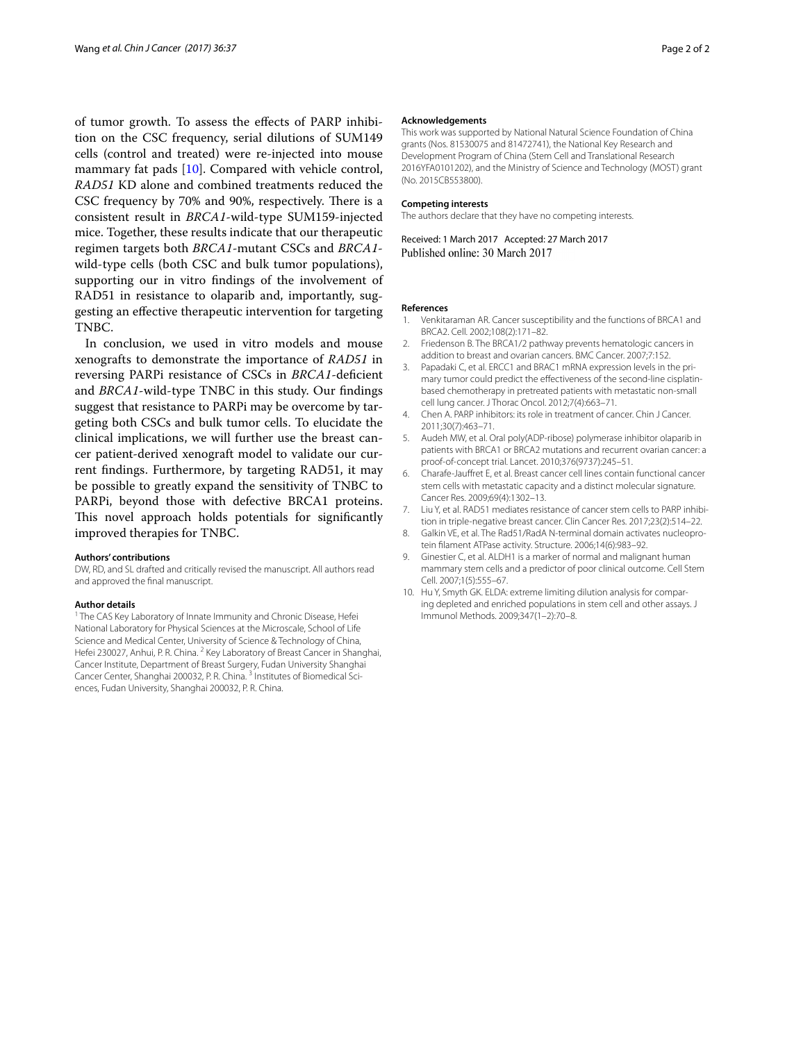of tumor growth. To assess the effects of PARP inhibition on the CSC frequency, serial dilutions of SUM149 cells (control and treated) were re-injected into mouse mammary fat pads [10]. Compared with vehicle control, *RAD51* KD alone and combined treatments reduced the CSC frequency by 70% and 90%, respectively. There is a consistent result in *BRCA1*-wild-type SUM159-injected mice. Together, these results indicate that our therapeutic regimen targets both *BRCA1*-mutant CSCs and *BRCA1*-wild-type cells (both CSC and bulk tumor populations), supporting our in vitro findings of the involvement of RAD51 in resistance to olaparib and, importantly, suggesting an effective therapeutic intervention for targeting TNBC.

In conclusion, we used in vitro models and mouse xenografts to demonstrate the importance of *RAD51* in reversing PARPi resistance of CSCs in *BRCA1*-deficient and *BRCA1*-wild-type TNBC in this study. Our findings suggest that resistance to PARPi may be overcome by targeting both CSCs and bulk tumor cells. To elucidate the clinical implications, we will further use the breast cancer patient-derived xenograft model to validate our current findings. Furthermore, by targeting RAD51, it may be possible to greatly expand the sensitivity of TNBC to PARPi, beyond those with defective BRCA1 proteins. This novel approach holds potentials for significantly improved therapies for TNBC.

#### Authors' contributions

DW, RD, and SL drafted and critically revised the manuscript. All authors read and approved the final manuscript.

#### Author details

[1] The CAS Key Laboratory of Innate Immunity and Chronic Disease, Hefei National Laboratory for Physical Sciences at the Microscale, School of Life Science and Medical Center, University of Science & Technology of China, Hefei 230027, Anhui, P. R. China. [2] Key Laboratory of Breast Cancer in Shanghai, Cancer Institute, Department of Breast Surgery, Fudan University Shanghai Cancer Center, Shanghai 200032, P. R. China. [3] Institutes of Biomedical Sciences, Fudan University, Shanghai 200032, P. R. China.

#### Acknowledgements

This work was supported by National Natural Science Foundation of China grants (Nos. 81530075 and 81472741), the National Key Research and Development Program of China (Stem Cell and Translational Research 2016YFA0101202), and the Ministry of Science and Technology (MOST) grant (No. 2015CB553800).

#### Competing interests

The authors declare that they have no competing interests.

Received: 1 March 2017 Accepted: 27 March 2017
Published online: 30 March 2017

#### References

1. Venkitaraman AR. Cancer susceptibility and the functions of BRCA1 and BRCA2. Cell. 2002;108(2):171–82.
2. Friedenson B. The BRCA1/2 pathway prevents hematologic cancers in addition to breast and ovarian cancers. BMC Cancer. 2007;7:152.
3. Papadaki C, et al. ERCC1 and BRAC1 mRNA expression levels in the primary tumor could predict the effectiveness of the second-line cisplatin-based chemotherapy in pretreated patients with metastatic non-small cell lung cancer. J Thorac Oncol. 2012;7(4):663–71.
4. Chen A. PARP inhibitors: its role in treatment of cancer. Chin J Cancer. 2011;30(7):463–71.
5. Audeh MW, et al. Oral poly(ADP-ribose) polymerase inhibitor olaparib in patients with BRCA1 or BRCA2 mutations and recurrent ovarian cancer: a proof-of-concept trial. Lancet. 2010;376(9737):245–51.
6. Charafe-Jauffret E, et al. Breast cancer cell lines contain functional cancer stem cells with metastatic capacity and a distinct molecular signature. Cancer Res. 2009;69(4):1302–13.
7. Liu Y, et al. RAD51 mediates resistance of cancer stem cells to PARP inhibition in triple-negative breast cancer. Clin Cancer Res. 2017;23(2):514–22.
8. Galkin VE, et al. The Rad51/RadA N-terminal domain activates nucleoprotein filament ATPase activity. Structure. 2006;14(6):983–92.
9. Ginestier C, et al. ALDH1 is a marker of normal and malignant human mammary stem cells and a predictor of poor clinical outcome. Cell Stem Cell. 2007;1(5):555–67.
10. Hu Y, Smyth GK. ELDA: extreme limiting dilution analysis for comparing depleted and enriched populations in stem cell and other assays. J Immunol Methods. 2009;347(1–2):70–8.